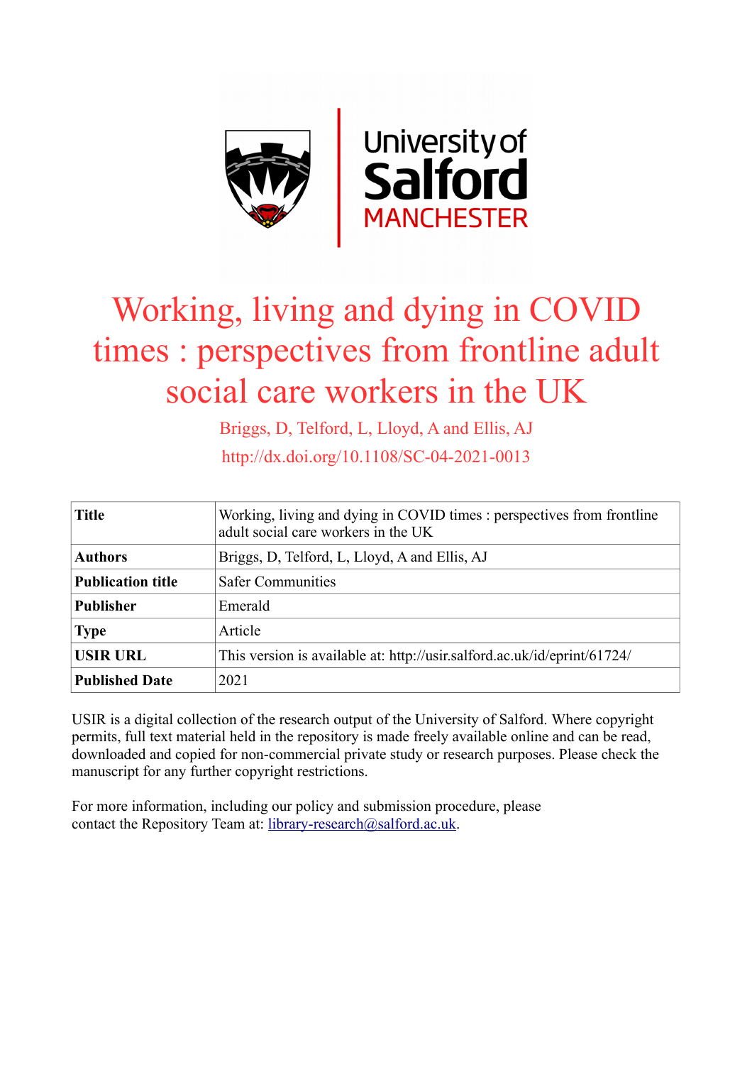# Working, living and dying in COVID times : perspectives from frontline adult social care workers in the UK

Briggs, D, Telford, L, Lloyd, A and Ellis, AJ

http://dx.doi.org/10.1108/SC-04-2021-0013

| **Title** | Working, living and dying in COVID times : perspectives from frontline adult social care workers in the UK |
|---|---|
| **Authors** | Briggs, D, Telford, L, Lloyd, A and Ellis, AJ |
| **Publication title** | Safer Communities |
| **Publisher** | Emerald |
| **Type** | Article |
| **USIR URL** | This version is available at: http://usir.salford.ac.uk/id/eprint/61724/ |
| **Published Date** | 2021 |

USIR is a digital collection of the research output of the University of Salford. Where copyright permits, full text material held in the repository is made freely available online and can be read, downloaded and copied for non-commercial private study or research purposes. Please check the manuscript for any further copyright restrictions.

For more information, including our policy and submission procedure, please contact the Repository Team at: library-research@salford.ac.uk.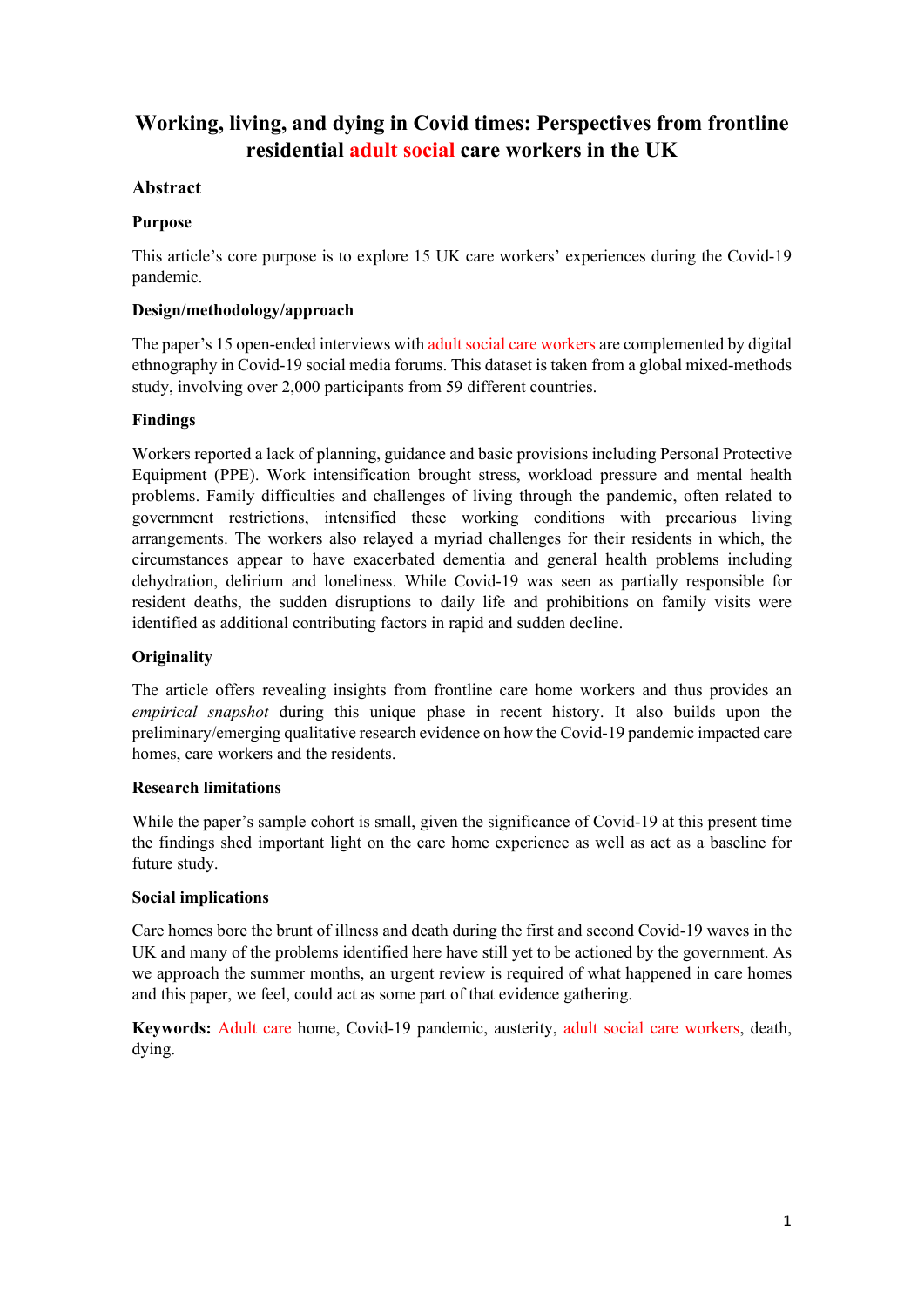# Working, living, and dying in Covid times: Perspectives from frontline residential adult social care workers in the UK

## Abstract

### Purpose

This article's core purpose is to explore 15 UK care workers' experiences during the Covid-19 pandemic.

### Design/methodology/approach

The paper's 15 open-ended interviews with adult social care workers are complemented by digital ethnography in Covid-19 social media forums. This dataset is taken from a global mixed-methods study, involving over 2,000 participants from 59 different countries.

### Findings

Workers reported a lack of planning, guidance and basic provisions including Personal Protective Equipment (PPE). Work intensification brought stress, workload pressure and mental health problems. Family difficulties and challenges of living through the pandemic, often related to government restrictions, intensified these working conditions with precarious living arrangements. The workers also relayed a myriad challenges for their residents in which, the circumstances appear to have exacerbated dementia and general health problems including dehydration, delirium and loneliness. While Covid-19 was seen as partially responsible for resident deaths, the sudden disruptions to daily life and prohibitions on family visits were identified as additional contributing factors in rapid and sudden decline.

### Originality

The article offers revealing insights from frontline care home workers and thus provides an *empirical snapshot* during this unique phase in recent history. It also builds upon the preliminary/emerging qualitative research evidence on how the Covid-19 pandemic impacted care homes, care workers and the residents.

### Research limitations

While the paper's sample cohort is small, given the significance of Covid-19 at this present time the findings shed important light on the care home experience as well as act as a baseline for future study.

### Social implications

Care homes bore the brunt of illness and death during the first and second Covid-19 waves in the UK and many of the problems identified here have still yet to be actioned by the government. As we approach the summer months, an urgent review is required of what happened in care homes and this paper, we feel, could act as some part of that evidence gathering.

**Keywords:** Adult care home, Covid-19 pandemic, austerity, adult social care workers, death, dying.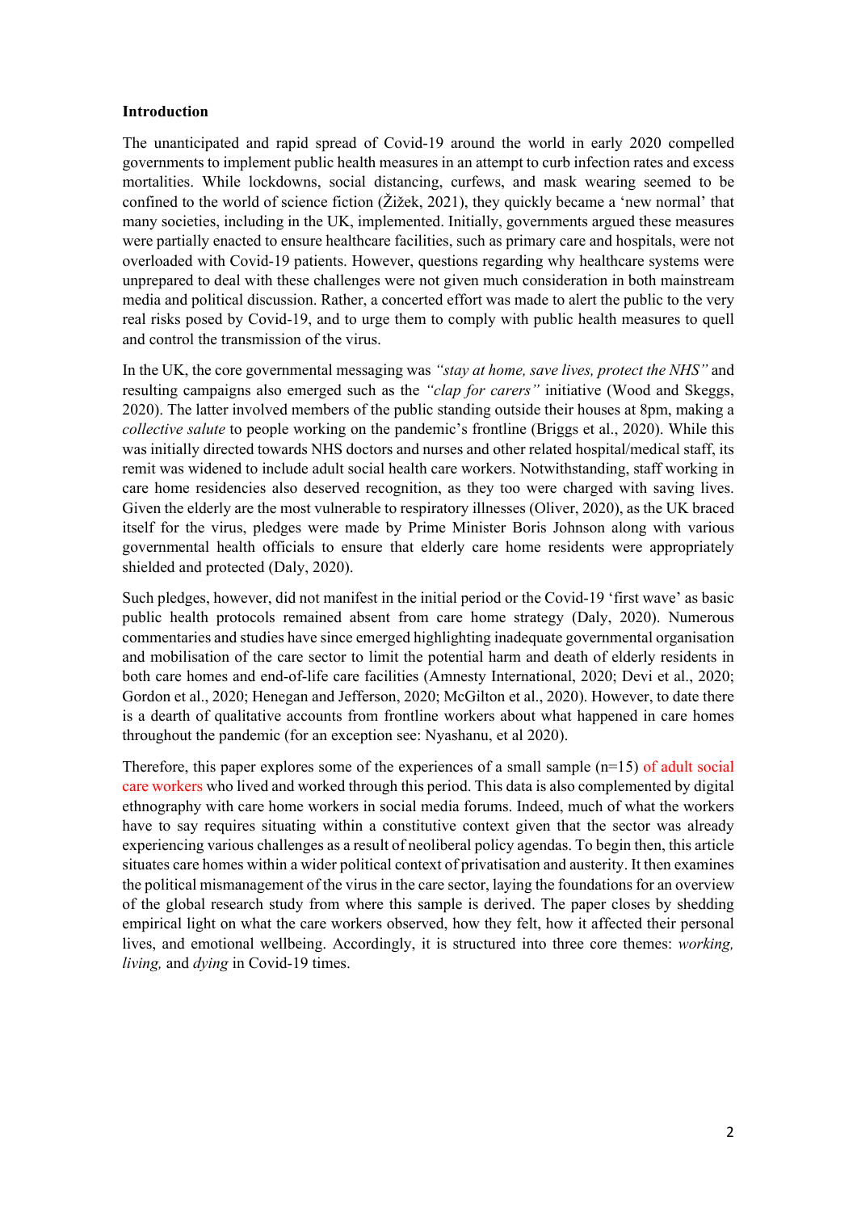**Introduction**

The unanticipated and rapid spread of Covid-19 around the world in early 2020 compelled governments to implement public health measures in an attempt to curb infection rates and excess mortalities. While lockdowns, social distancing, curfews, and mask wearing seemed to be confined to the world of science fiction (Žižek, 2021), they quickly became a 'new normal' that many societies, including in the UK, implemented. Initially, governments argued these measures were partially enacted to ensure healthcare facilities, such as primary care and hospitals, were not overloaded with Covid-19 patients. However, questions regarding why healthcare systems were unprepared to deal with these challenges were not given much consideration in both mainstream media and political discussion. Rather, a concerted effort was made to alert the public to the very real risks posed by Covid-19, and to urge them to comply with public health measures to quell and control the transmission of the virus.

In the UK, the core governmental messaging was *"stay at home, save lives, protect the NHS"* and resulting campaigns also emerged such as the *"clap for carers"* initiative (Wood and Skeggs, 2020). The latter involved members of the public standing outside their houses at 8pm, making a *collective salute* to people working on the pandemic's frontline (Briggs et al., 2020). While this was initially directed towards NHS doctors and nurses and other related hospital/medical staff, its remit was widened to include adult social health care workers. Notwithstanding, staff working in care home residencies also deserved recognition, as they too were charged with saving lives. Given the elderly are the most vulnerable to respiratory illnesses (Oliver, 2020), as the UK braced itself for the virus, pledges were made by Prime Minister Boris Johnson along with various governmental health officials to ensure that elderly care home residents were appropriately shielded and protected (Daly, 2020).

Such pledges, however, did not manifest in the initial period or the Covid-19 'first wave' as basic public health protocols remained absent from care home strategy (Daly, 2020). Numerous commentaries and studies have since emerged highlighting inadequate governmental organisation and mobilisation of the care sector to limit the potential harm and death of elderly residents in both care homes and end-of-life care facilities (Amnesty International, 2020; Devi et al., 2020; Gordon et al., 2020; Henegan and Jefferson, 2020; McGilton et al., 2020). However, to date there is a dearth of qualitative accounts from frontline workers about what happened in care homes throughout the pandemic (for an exception see: Nyashanu, et al 2020).

Therefore, this paper explores some of the experiences of a small sample (n=15) of adult social care workers who lived and worked through this period. This data is also complemented by digital ethnography with care home workers in social media forums. Indeed, much of what the workers have to say requires situating within a constitutive context given that the sector was already experiencing various challenges as a result of neoliberal policy agendas. To begin then, this article situates care homes within a wider political context of privatisation and austerity. It then examines the political mismanagement of the virus in the care sector, laying the foundations for an overview of the global research study from where this sample is derived. The paper closes by shedding empirical light on what the care workers observed, how they felt, how it affected their personal lives, and emotional wellbeing. Accordingly, it is structured into three core themes: *working, living,* and *dying* in Covid-19 times.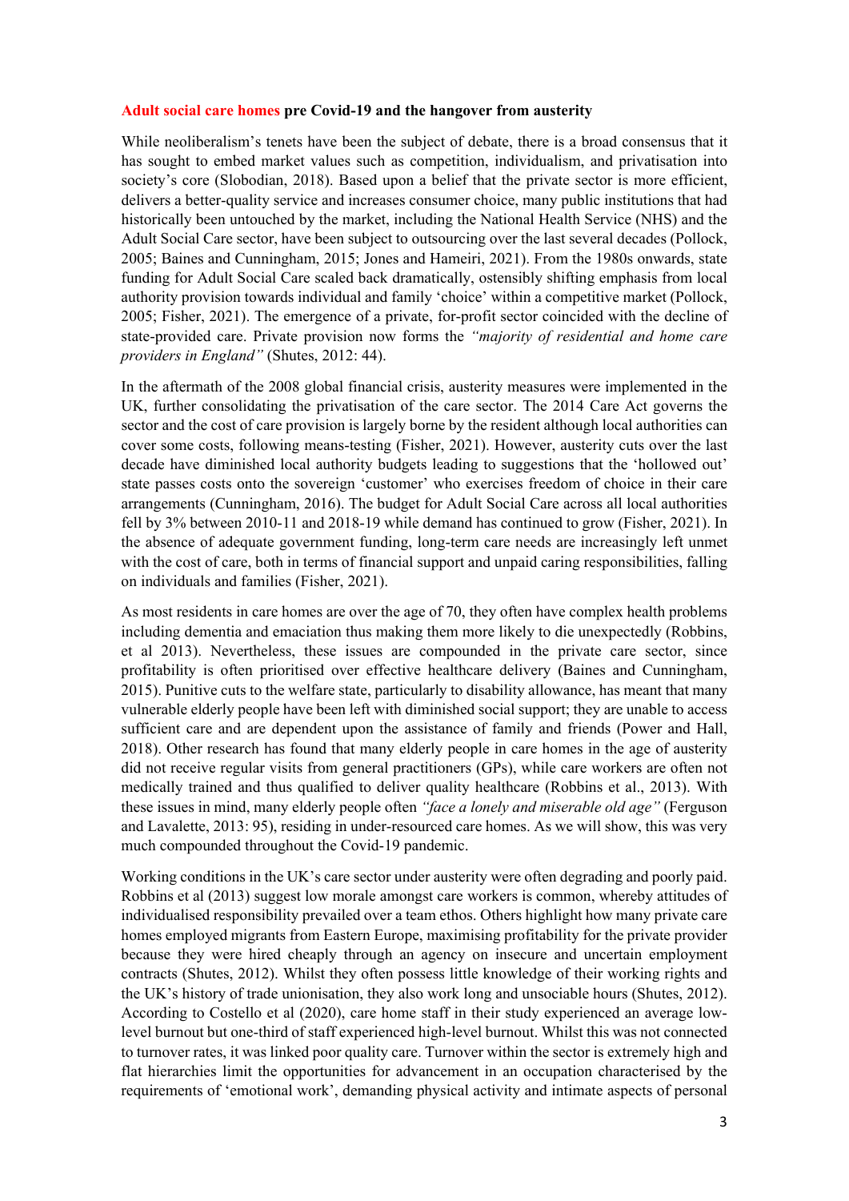## Adult social care homes pre Covid-19 and the hangover from austerity

While neoliberalism's tenets have been the subject of debate, there is a broad consensus that it has sought to embed market values such as competition, individualism, and privatisation into society's core (Slobodian, 2018). Based upon a belief that the private sector is more efficient, delivers a better-quality service and increases consumer choice, many public institutions that had historically been untouched by the market, including the National Health Service (NHS) and the Adult Social Care sector, have been subject to outsourcing over the last several decades (Pollock, 2005; Baines and Cunningham, 2015; Jones and Hameiri, 2021). From the 1980s onwards, state funding for Adult Social Care scaled back dramatically, ostensibly shifting emphasis from local authority provision towards individual and family 'choice' within a competitive market (Pollock, 2005; Fisher, 2021). The emergence of a private, for-profit sector coincided with the decline of state-provided care. Private provision now forms the *"majority of residential and home care providers in England"* (Shutes, 2012: 44).

In the aftermath of the 2008 global financial crisis, austerity measures were implemented in the UK, further consolidating the privatisation of the care sector. The 2014 Care Act governs the sector and the cost of care provision is largely borne by the resident although local authorities can cover some costs, following means-testing (Fisher, 2021). However, austerity cuts over the last decade have diminished local authority budgets leading to suggestions that the 'hollowed out' state passes costs onto the sovereign 'customer' who exercises freedom of choice in their care arrangements (Cunningham, 2016). The budget for Adult Social Care across all local authorities fell by 3% between 2010-11 and 2018-19 while demand has continued to grow (Fisher, 2021). In the absence of adequate government funding, long-term care needs are increasingly left unmet with the cost of care, both in terms of financial support and unpaid caring responsibilities, falling on individuals and families (Fisher, 2021).

As most residents in care homes are over the age of 70, they often have complex health problems including dementia and emaciation thus making them more likely to die unexpectedly (Robbins, et al 2013). Nevertheless, these issues are compounded in the private care sector, since profitability is often prioritised over effective healthcare delivery (Baines and Cunningham, 2015). Punitive cuts to the welfare state, particularly to disability allowance, has meant that many vulnerable elderly people have been left with diminished social support; they are unable to access sufficient care and are dependent upon the assistance of family and friends (Power and Hall, 2018). Other research has found that many elderly people in care homes in the age of austerity did not receive regular visits from general practitioners (GPs), while care workers are often not medically trained and thus qualified to deliver quality healthcare (Robbins et al., 2013). With these issues in mind, many elderly people often *"face a lonely and miserable old age"* (Ferguson and Lavalette, 2013: 95), residing in under-resourced care homes. As we will show, this was very much compounded throughout the Covid-19 pandemic.

Working conditions in the UK's care sector under austerity were often degrading and poorly paid. Robbins et al (2013) suggest low morale amongst care workers is common, whereby attitudes of individualised responsibility prevailed over a team ethos. Others highlight how many private care homes employed migrants from Eastern Europe, maximising profitability for the private provider because they were hired cheaply through an agency on insecure and uncertain employment contracts (Shutes, 2012). Whilst they often possess little knowledge of their working rights and the UK's history of trade unionisation, they also work long and unsociable hours (Shutes, 2012). According to Costello et al (2020), care home staff in their study experienced an average low-level burnout but one-third of staff experienced high-level burnout. Whilst this was not connected to turnover rates, it was linked poor quality care. Turnover within the sector is extremely high and flat hierarchies limit the opportunities for advancement in an occupation characterised by the requirements of 'emotional work', demanding physical activity and intimate aspects of personal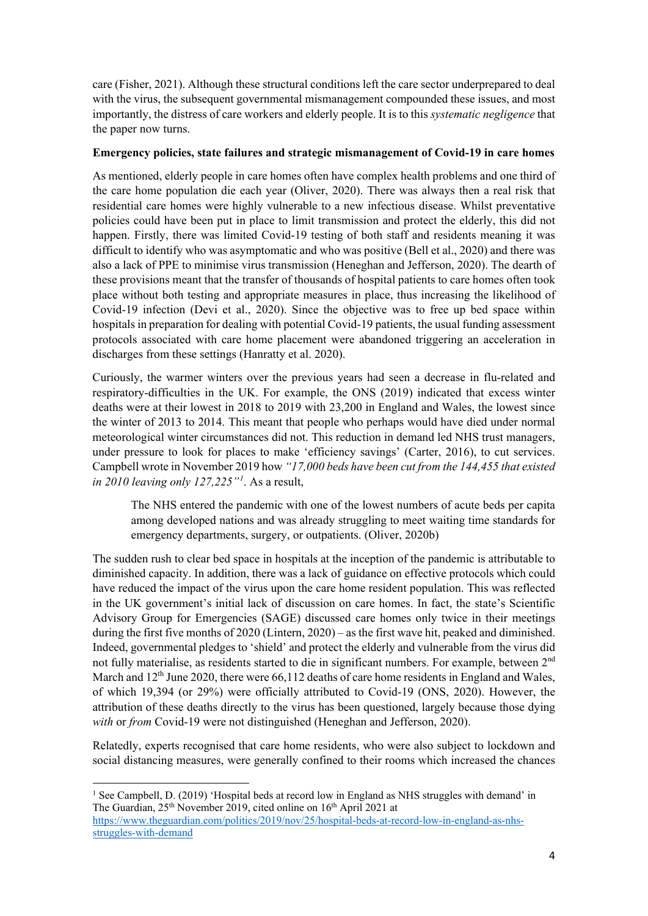care (Fisher, 2021). Although these structural conditions left the care sector underprepared to deal with the virus, the subsequent governmental mismanagement compounded these issues, and most importantly, the distress of care workers and elderly people. It is to this *systematic negligence* that the paper now turns.

**Emergency policies, state failures and strategic mismanagement of Covid-19 in care homes**

As mentioned, elderly people in care homes often have complex health problems and one third of the care home population die each year (Oliver, 2020). There was always then a real risk that residential care homes were highly vulnerable to a new infectious disease. Whilst preventative policies could have been put in place to limit transmission and protect the elderly, this did not happen. Firstly, there was limited Covid-19 testing of both staff and residents meaning it was difficult to identify who was asymptomatic and who was positive (Bell et al., 2020) and there was also a lack of PPE to minimise virus transmission (Heneghan and Jefferson, 2020). The dearth of these provisions meant that the transfer of thousands of hospital patients to care homes often took place without both testing and appropriate measures in place, thus increasing the likelihood of Covid-19 infection (Devi et al., 2020). Since the objective was to free up bed space within hospitals in preparation for dealing with potential Covid-19 patients, the usual funding assessment protocols associated with care home placement were abandoned triggering an acceleration in discharges from these settings (Hanratty et al. 2020).

Curiously, the warmer winters over the previous years had seen a decrease in flu-related and respiratory-difficulties in the UK. For example, the ONS (2019) indicated that excess winter deaths were at their lowest in 2018 to 2019 with 23,200 in England and Wales, the lowest since the winter of 2013 to 2014. This meant that people who perhaps would have died under normal meteorological winter circumstances did not. This reduction in demand led NHS trust managers, under pressure to look for places to make 'efficiency savings' (Carter, 2016), to cut services. Campbell wrote in November 2019 how *"17,000 beds have been cut from the 144,455 that existed in 2010 leaving only 127,225"*[1]. As a result,

> The NHS entered the pandemic with one of the lowest numbers of acute beds per capita among developed nations and was already struggling to meet waiting time standards for emergency departments, surgery, or outpatients. (Oliver, 2020b)

The sudden rush to clear bed space in hospitals at the inception of the pandemic is attributable to diminished capacity. In addition, there was a lack of guidance on effective protocols which could have reduced the impact of the virus upon the care home resident population. This was reflected in the UK government's initial lack of discussion on care homes. In fact, the state's Scientific Advisory Group for Emergencies (SAGE) discussed care homes only twice in their meetings during the first five months of 2020 (Lintern, 2020) – as the first wave hit, peaked and diminished. Indeed, governmental pledges to 'shield' and protect the elderly and vulnerable from the virus did not fully materialise, as residents started to die in significant numbers. For example, between 2nd March and 12th June 2020, there were 66,112 deaths of care home residents in England and Wales, of which 19,394 (or 29%) were officially attributed to Covid-19 (ONS, 2020). However, the attribution of these deaths directly to the virus has been questioned, largely because those dying *with* or *from* Covid-19 were not distinguished (Heneghan and Jefferson, 2020).

Relatedly, experts recognised that care home residents, who were also subject to lockdown and social distancing measures, were generally confined to their rooms which increased the chances

[1] See Campbell, D. (2019) 'Hospital beds at record low in England as NHS struggles with demand' in The Guardian, 25th November 2019, cited online on 16th April 2021 at https://www.theguardian.com/politics/2019/nov/25/hospital-beds-at-record-low-in-england-as-nhs-struggles-with-demand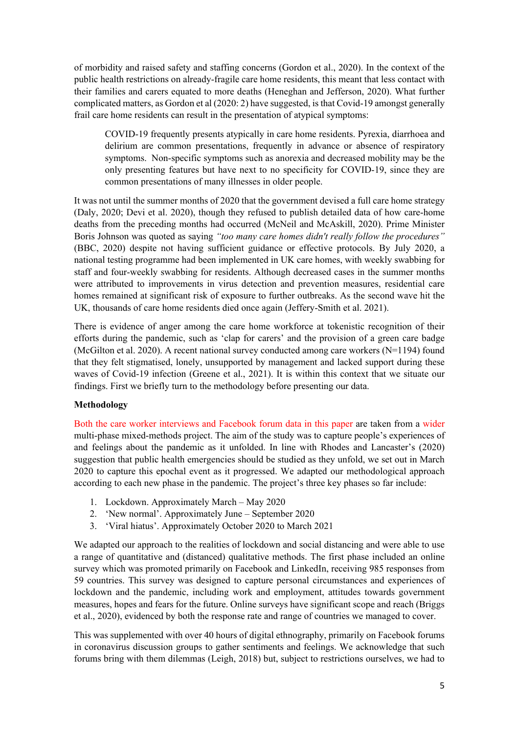of morbidity and raised safety and staffing concerns (Gordon et al., 2020). In the context of the public health restrictions on already-fragile care home residents, this meant that less contact with their families and carers equated to more deaths (Heneghan and Jefferson, 2020). What further complicated matters, as Gordon et al (2020: 2) have suggested, is that Covid-19 amongst generally frail care home residents can result in the presentation of atypical symptoms:

> COVID-19 frequently presents atypically in care home residents. Pyrexia, diarrhoea and delirium are common presentations, frequently in advance or absence of respiratory symptoms. Non-specific symptoms such as anorexia and decreased mobility may be the only presenting features but have next to no specificity for COVID-19, since they are common presentations of many illnesses in older people.

It was not until the summer months of 2020 that the government devised a full care home strategy (Daly, 2020; Devi et al. 2020), though they refused to publish detailed data of how care-home deaths from the preceding months had occurred (McNeil and McAskill, 2020). Prime Minister Boris Johnson was quoted as saying *"too many care homes didn't really follow the procedures"* (BBC, 2020) despite not having sufficient guidance or effective protocols. By July 2020, a national testing programme had been implemented in UK care homes, with weekly swabbing for staff and four-weekly swabbing for residents. Although decreased cases in the summer months were attributed to improvements in virus detection and prevention measures, residential care homes remained at significant risk of exposure to further outbreaks. As the second wave hit the UK, thousands of care home residents died once again (Jeffery-Smith et al. 2021).

There is evidence of anger among the care home workforce at tokenistic recognition of their efforts during the pandemic, such as 'clap for carers' and the provision of a green care badge (McGilton et al. 2020). A recent national survey conducted among care workers (N=1194) found that they felt stigmatised, lonely, unsupported by management and lacked support during these waves of Covid-19 infection (Greene et al., 2021). It is within this context that we situate our findings. First we briefly turn to the methodology before presenting our data.

**Methodology**

Both the care worker interviews and Facebook forum data in this paper are taken from a wider multi-phase mixed-methods project. The aim of the study was to capture people's experiences of and feelings about the pandemic as it unfolded. In line with Rhodes and Lancaster's (2020) suggestion that public health emergencies should be studied as they unfold, we set out in March 2020 to capture this epochal event as it progressed. We adapted our methodological approach according to each new phase in the pandemic. The project's three key phases so far include:

1. Lockdown. Approximately March – May 2020
2. 'New normal'. Approximately June – September 2020
3. 'Viral hiatus'. Approximately October 2020 to March 2021

We adapted our approach to the realities of lockdown and social distancing and were able to use a range of quantitative and (distanced) qualitative methods. The first phase included an online survey which was promoted primarily on Facebook and LinkedIn, receiving 985 responses from 59 countries. This survey was designed to capture personal circumstances and experiences of lockdown and the pandemic, including work and employment, attitudes towards government measures, hopes and fears for the future. Online surveys have significant scope and reach (Briggs et al., 2020), evidenced by both the response rate and range of countries we managed to cover.

This was supplemented with over 40 hours of digital ethnography, primarily on Facebook forums in coronavirus discussion groups to gather sentiments and feelings. We acknowledge that such forums bring with them dilemmas (Leigh, 2018) but, subject to restrictions ourselves, we had to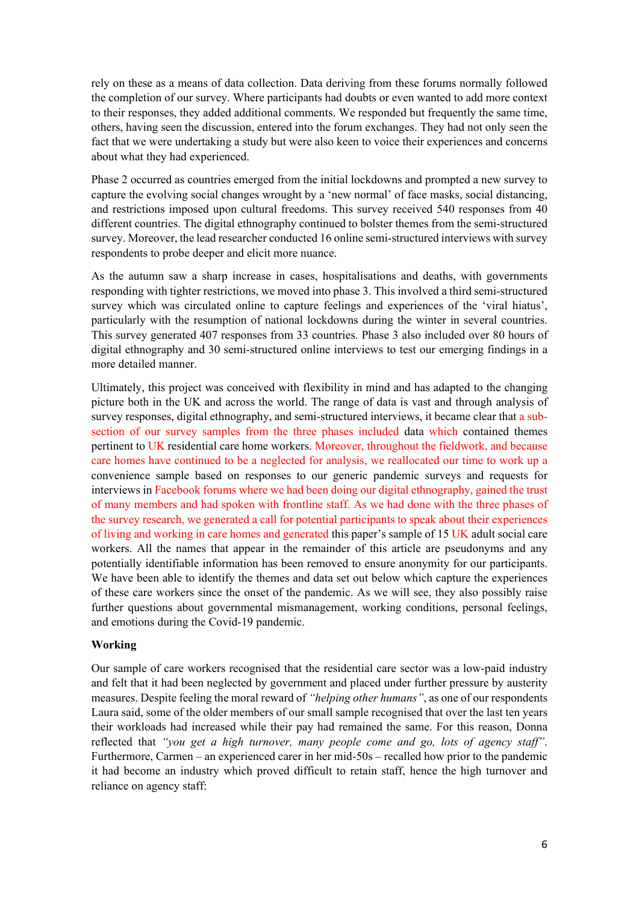rely on these as a means of data collection. Data deriving from these forums normally followed the completion of our survey. Where participants had doubts or even wanted to add more context to their responses, they added additional comments. We responded but frequently the same time, others, having seen the discussion, entered into the forum exchanges. They had not only seen the fact that we were undertaking a study but were also keen to voice their experiences and concerns about what they had experienced.

Phase 2 occurred as countries emerged from the initial lockdowns and prompted a new survey to capture the evolving social changes wrought by a 'new normal' of face masks, social distancing, and restrictions imposed upon cultural freedoms. This survey received 540 responses from 40 different countries. The digital ethnography continued to bolster themes from the semi-structured survey. Moreover, the lead researcher conducted 16 online semi-structured interviews with survey respondents to probe deeper and elicit more nuance.

As the autumn saw a sharp increase in cases, hospitalisations and deaths, with governments responding with tighter restrictions, we moved into phase 3. This involved a third semi-structured survey which was circulated online to capture feelings and experiences of the 'viral hiatus', particularly with the resumption of national lockdowns during the winter in several countries. This survey generated 407 responses from 33 countries. Phase 3 also included over 80 hours of digital ethnography and 30 semi-structured online interviews to test our emerging findings in a more detailed manner.

Ultimately, this project was conceived with flexibility in mind and has adapted to the changing picture both in the UK and across the world. The range of data is vast and through analysis of survey responses, digital ethnography, and semi-structured interviews, it became clear that a sub-section of our survey samples from the three phases included data which contained themes pertinent to UK residential care home workers. Moreover, throughout the fieldwork, and because care homes have continued to be a neglected for analysis, we reallocated our time to work up a convenience sample based on responses to our generic pandemic surveys and requests for interviews in Facebook forums where we had been doing our digital ethnography, gained the trust of many members and had spoken with frontline staff. As we had done with the three phases of the survey research, we generated a call for potential participants to speak about their experiences of living and working in care homes and generated this paper's sample of 15 UK adult social care workers. All the names that appear in the remainder of this article are pseudonyms and any potentially identifiable information has been removed to ensure anonymity for our participants. We have been able to identify the themes and data set out below which capture the experiences of these care workers since the onset of the pandemic. As we will see, they also possibly raise further questions about governmental mismanagement, working conditions, personal feelings, and emotions during the Covid-19 pandemic.

**Working**

Our sample of care workers recognised that the residential care sector was a low-paid industry and felt that it had been neglected by government and placed under further pressure by austerity measures. Despite feeling the moral reward of *"helping other humans"*, as one of our respondents Laura said, some of the older members of our small sample recognised that over the last ten years their workloads had increased while their pay had remained the same. For this reason, Donna reflected that *"you get a high turnover, many people come and go, lots of agency staff"*. Furthermore, Carmen – an experienced carer in her mid-50s – recalled how prior to the pandemic it had become an industry which proved difficult to retain staff, hence the high turnover and reliance on agency staff: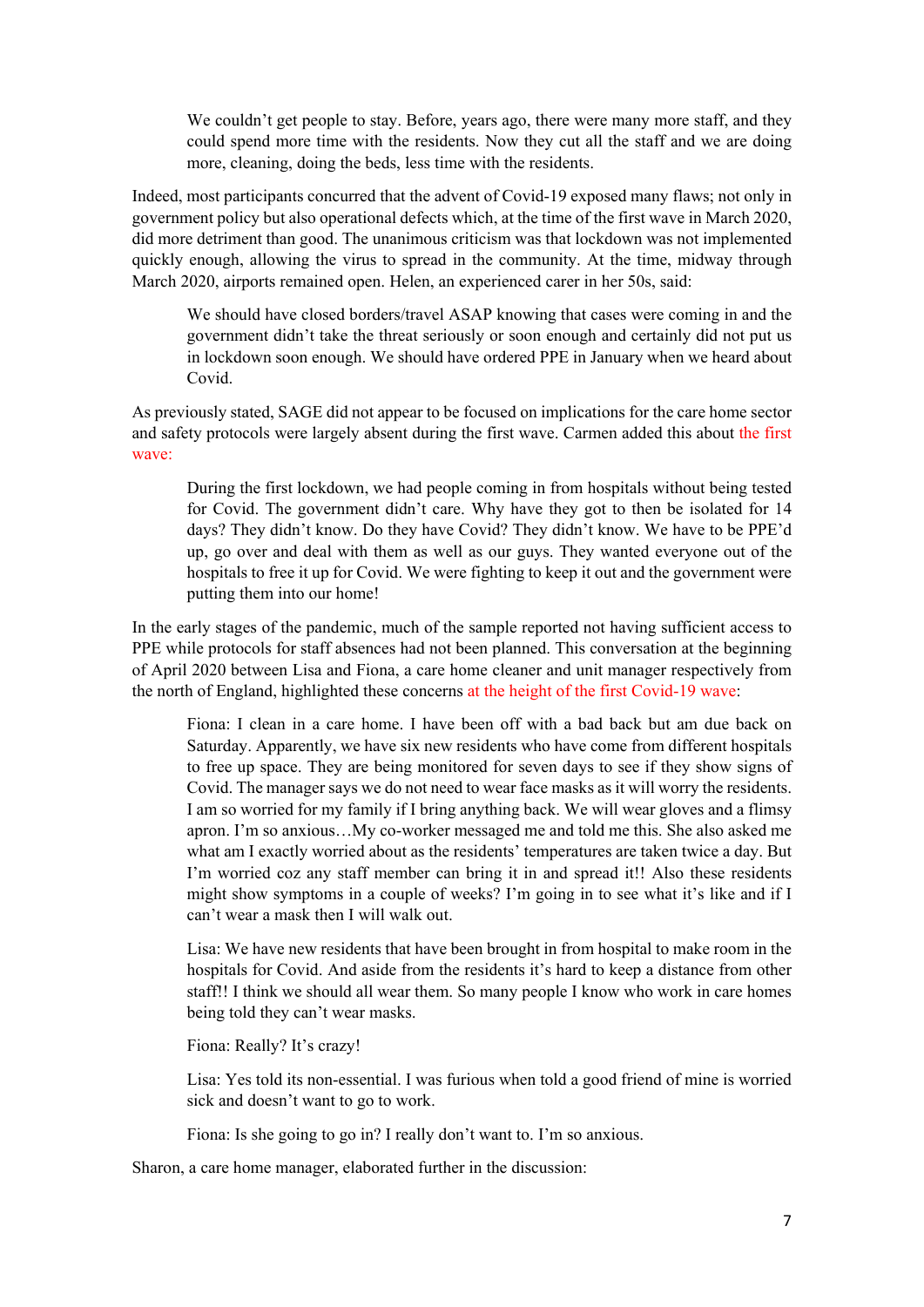> We couldn't get people to stay. Before, years ago, there were many more staff, and they could spend more time with the residents. Now they cut all the staff and we are doing more, cleaning, doing the beds, less time with the residents.

Indeed, most participants concurred that the advent of Covid-19 exposed many flaws; not only in government policy but also operational defects which, at the time of the first wave in March 2020, did more detriment than good. The unanimous criticism was that lockdown was not implemented quickly enough, allowing the virus to spread in the community. At the time, midway through March 2020, airports remained open. Helen, an experienced carer in her 50s, said:

> We should have closed borders/travel ASAP knowing that cases were coming in and the government didn't take the threat seriously or soon enough and certainly did not put us in lockdown soon enough. We should have ordered PPE in January when we heard about Covid.

As previously stated, SAGE did not appear to be focused on implications for the care home sector and safety protocols were largely absent during the first wave. Carmen added this about the first wave:

> During the first lockdown, we had people coming in from hospitals without being tested for Covid. The government didn't care. Why have they got to then be isolated for 14 days? They didn't know. Do they have Covid? They didn't know. We have to be PPE'd up, go over and deal with them as well as our guys. They wanted everyone out of the hospitals to free it up for Covid. We were fighting to keep it out and the government were putting them into our home!

In the early stages of the pandemic, much of the sample reported not having sufficient access to PPE while protocols for staff absences had not been planned. This conversation at the beginning of April 2020 between Lisa and Fiona, a care home cleaner and unit manager respectively from the north of England, highlighted these concerns at the height of the first Covid-19 wave:

> Fiona: I clean in a care home. I have been off with a bad back but am due back on Saturday. Apparently, we have six new residents who have come from different hospitals to free up space. They are being monitored for seven days to see if they show signs of Covid. The manager says we do not need to wear face masks as it will worry the residents. I am so worried for my family if I bring anything back. We will wear gloves and a flimsy apron. I'm so anxious…My co-worker messaged me and told me this. She also asked me what am I exactly worried about as the residents' temperatures are taken twice a day. But I'm worried coz any staff member can bring it in and spread it!! Also these residents might show symptoms in a couple of weeks? I'm going in to see what it's like and if I can't wear a mask then I will walk out.
>
> Lisa: We have new residents that have been brought in from hospital to make room in the hospitals for Covid. And aside from the residents it's hard to keep a distance from other staff!! I think we should all wear them. So many people I know who work in care homes being told they can't wear masks.
>
> Fiona: Really? It's crazy!
>
> Lisa: Yes told its non-essential. I was furious when told a good friend of mine is worried sick and doesn't want to go to work.
>
> Fiona: Is she going to go in? I really don't want to. I'm so anxious.

Sharon, a care home manager, elaborated further in the discussion: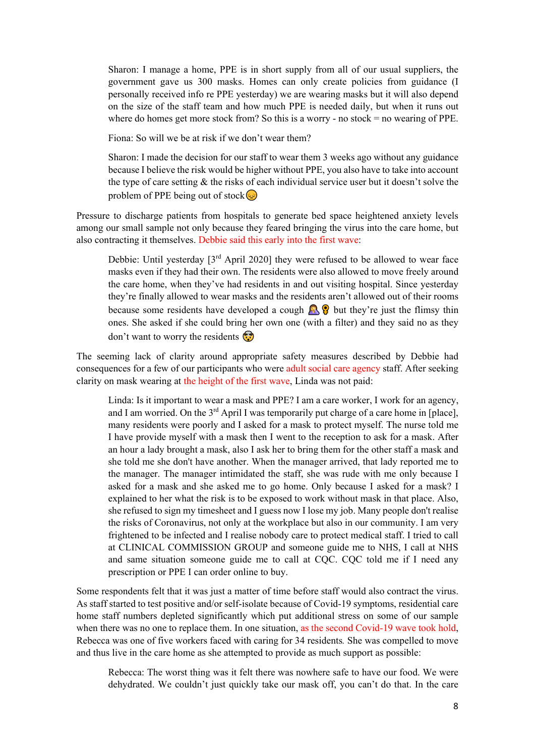> Sharon: I manage a home, PPE is in short supply from all of our usual suppliers, the government gave us 300 masks. Homes can only create policies from guidance (I personally received info re PPE yesterday) we are wearing masks but it will also depend on the size of the staff team and how much PPE is needed daily, but when it runs out where do homes get more stock from? So this is a worry - no stock = no wearing of PPE.
>
> Fiona: So will we be at risk if we don't wear them?
>
> Sharon: I made the decision for our staff to wear them 3 weeks ago without any guidance because I believe the risk would be higher without PPE, you also have to take into account the type of care setting & the risks of each individual service user but it doesn't solve the problem of PPE being out of stock😔

Pressure to discharge patients from hospitals to generate bed space heightened anxiety levels among our small sample not only because they feared bringing the virus into the care home, but also contracting it themselves. Debbie said this early into the first wave:

> Debbie: Until yesterday [3rd April 2020] they were refused to be allowed to wear face masks even if they had their own. The residents were also allowed to move freely around the care home, when they've had residents in and out visiting hospital. Since yesterday they're finally allowed to wear masks and the residents aren't allowed out of their rooms because some residents have developed a cough 🤦‍♀️ but they're just the flimsy thin ones. She asked if she could bring her own one (with a filter) and they said no as they don't want to worry the residents 😱

The seeming lack of clarity around appropriate safety measures described by Debbie had consequences for a few of our participants who were adult social care agency staff. After seeking clarity on mask wearing at the height of the first wave, Linda was not paid:

> Linda: Is it important to wear a mask and PPE? I am a care worker, I work for an agency, and I am worried. On the 3rd April I was temporarily put charge of a care home in [place], many residents were poorly and I asked for a mask to protect myself. The nurse told me I have provide myself with a mask then I went to the reception to ask for a mask. After an hour a lady brought a mask, also I ask her to bring them for the other staff a mask and she told me she don't have another. When the manager arrived, that lady reported me to the manager. The manager intimidated the staff, she was rude with me only because I asked for a mask and she asked me to go home. Only because I asked for a mask? I explained to her what the risk is to be exposed to work without mask in that place. Also, she refused to sign my timesheet and I guess now I lose my job. Many people don't realise the risks of Coronavirus, not only at the workplace but also in our community. I am very frightened to be infected and I realise nobody care to protect medical staff. I tried to call at CLINICAL COMMISSION GROUP and someone guide me to NHS, I call at NHS and same situation someone guide me to call at CQC. CQC told me if I need any prescription or PPE I can order online to buy.

Some respondents felt that it was just a matter of time before staff would also contract the virus. As staff started to test positive and/or self-isolate because of Covid-19 symptoms, residential care home staff numbers depleted significantly which put additional stress on some of our sample when there was no one to replace them. In one situation, as the second Covid-19 wave took hold, Rebecca was one of five workers faced with caring for 34 residents. She was compelled to move and thus live in the care home as she attempted to provide as much support as possible:

> Rebecca: The worst thing was it felt there was nowhere safe to have our food. We were dehydrated. We couldn't just quickly take our mask off, you can't do that. In the care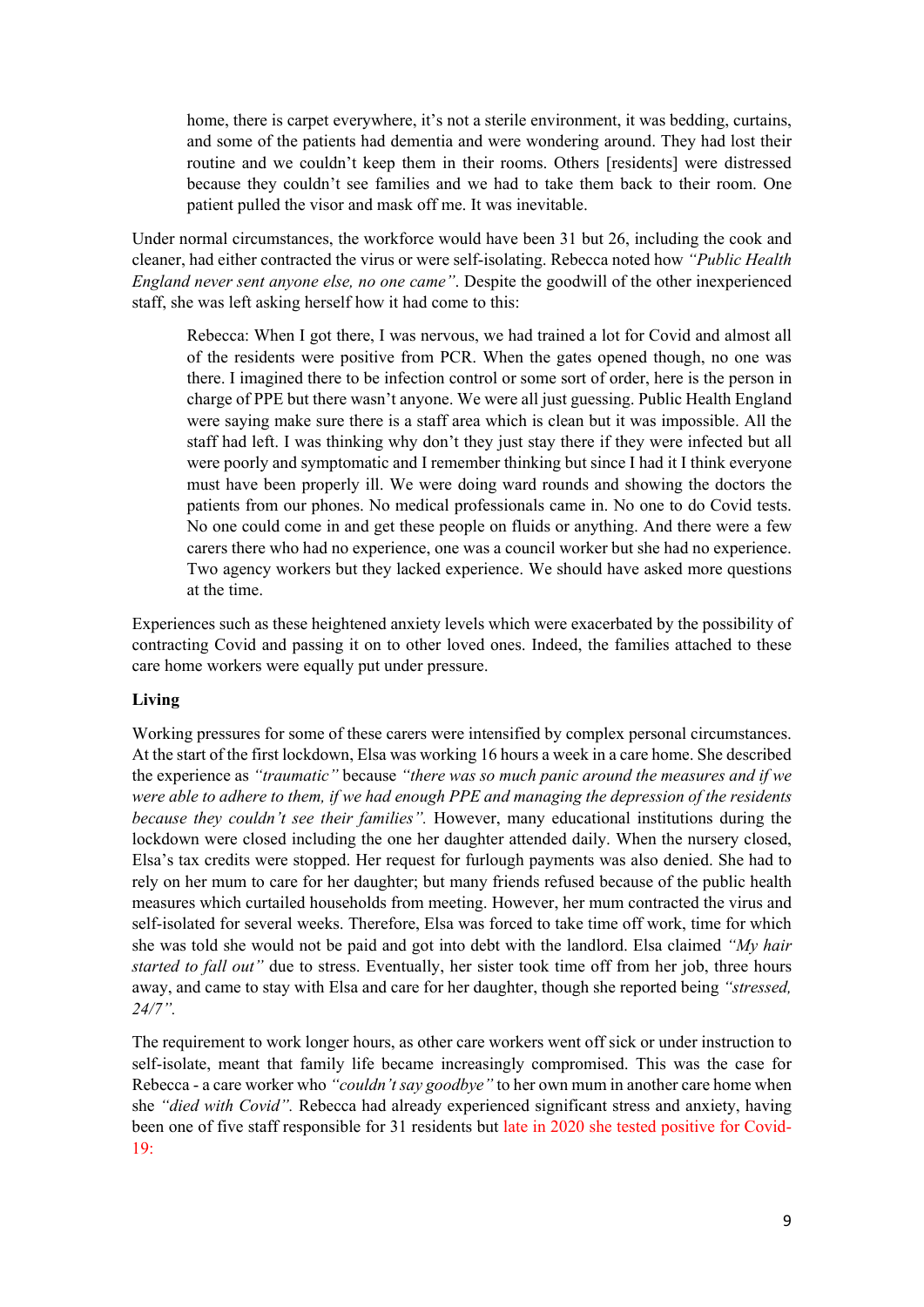home, there is carpet everywhere, it's not a sterile environment, it was bedding, curtains, and some of the patients had dementia and were wondering around. They had lost their routine and we couldn't keep them in their rooms. Others [residents] were distressed because they couldn't see families and we had to take them back to their room. One patient pulled the visor and mask off me. It was inevitable.

Under normal circumstances, the workforce would have been 31 but 26, including the cook and cleaner, had either contracted the virus or were self-isolating. Rebecca noted how *"Public Health England never sent anyone else, no one came"*. Despite the goodwill of the other inexperienced staff, she was left asking herself how it had come to this:

> Rebecca: When I got there, I was nervous, we had trained a lot for Covid and almost all of the residents were positive from PCR. When the gates opened though, no one was there. I imagined there to be infection control or some sort of order, here is the person in charge of PPE but there wasn't anyone. We were all just guessing. Public Health England were saying make sure there is a staff area which is clean but it was impossible. All the staff had left. I was thinking why don't they just stay there if they were infected but all were poorly and symptomatic and I remember thinking but since I had it I think everyone must have been properly ill. We were doing ward rounds and showing the doctors the patients from our phones. No medical professionals came in. No one to do Covid tests. No one could come in and get these people on fluids or anything. And there were a few carers there who had no experience, one was a council worker but she had no experience. Two agency workers but they lacked experience. We should have asked more questions at the time.

Experiences such as these heightened anxiety levels which were exacerbated by the possibility of contracting Covid and passing it on to other loved ones. Indeed, the families attached to these care home workers were equally put under pressure.

**Living**

Working pressures for some of these carers were intensified by complex personal circumstances. At the start of the first lockdown, Elsa was working 16 hours a week in a care home. She described the experience as *"traumatic"* because *"there was so much panic around the measures and if we were able to adhere to them, if we had enough PPE and managing the depression of the residents because they couldn't see their families"*. However, many educational institutions during the lockdown were closed including the one her daughter attended daily. When the nursery closed, Elsa's tax credits were stopped. Her request for furlough payments was also denied. She had to rely on her mum to care for her daughter; but many friends refused because of the public health measures which curtailed households from meeting. However, her mum contracted the virus and self-isolated for several weeks. Therefore, Elsa was forced to take time off work, time for which she was told she would not be paid and got into debt with the landlord. Elsa claimed *"My hair started to fall out"* due to stress. Eventually, her sister took time off from her job, three hours away, and came to stay with Elsa and care for her daughter, though she reported being *"stressed, 24/7"*.

The requirement to work longer hours, as other care workers went off sick or under instruction to self-isolate, meant that family life became increasingly compromised. This was the case for Rebecca - a care worker who *"couldn't say goodbye"* to her own mum in another care home when she *"died with Covid"*. Rebecca had already experienced significant stress and anxiety, having been one of five staff responsible for 31 residents but late in 2020 she tested positive for Covid-19: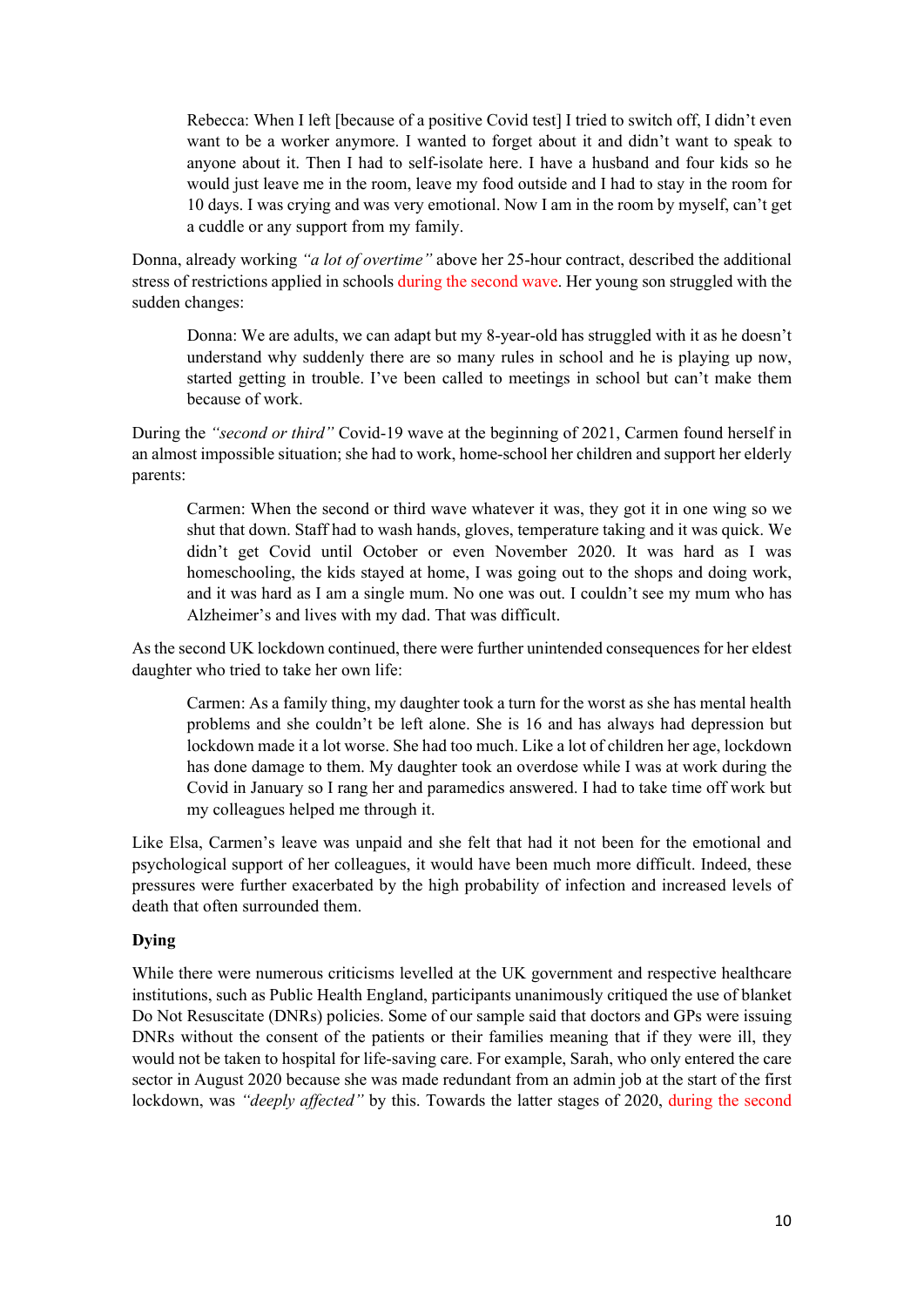> Rebecca: When I left [because of a positive Covid test] I tried to switch off, I didn't even want to be a worker anymore. I wanted to forget about it and didn't want to speak to anyone about it. Then I had to self-isolate here. I have a husband and four kids so he would just leave me in the room, leave my food outside and I had to stay in the room for 10 days. I was crying and was very emotional. Now I am in the room by myself, can't get a cuddle or any support from my family.

Donna, already working *"a lot of overtime"* above her 25-hour contract, described the additional stress of restrictions applied in schools during the second wave. Her young son struggled with the sudden changes:

> Donna: We are adults, we can adapt but my 8-year-old has struggled with it as he doesn't understand why suddenly there are so many rules in school and he is playing up now, started getting in trouble. I've been called to meetings in school but can't make them because of work.

During the *"second or third"* Covid-19 wave at the beginning of 2021, Carmen found herself in an almost impossible situation; she had to work, home-school her children and support her elderly parents:

> Carmen: When the second or third wave whatever it was, they got it in one wing so we shut that down. Staff had to wash hands, gloves, temperature taking and it was quick. We didn't get Covid until October or even November 2020. It was hard as I was homeschooling, the kids stayed at home, I was going out to the shops and doing work, and it was hard as I am a single mum. No one was out. I couldn't see my mum who has Alzheimer's and lives with my dad. That was difficult.

As the second UK lockdown continued, there were further unintended consequences for her eldest daughter who tried to take her own life:

> Carmen: As a family thing, my daughter took a turn for the worst as she has mental health problems and she couldn't be left alone. She is 16 and has always had depression but lockdown made it a lot worse. She had too much. Like a lot of children her age, lockdown has done damage to them. My daughter took an overdose while I was at work during the Covid in January so I rang her and paramedics answered. I had to take time off work but my colleagues helped me through it.

Like Elsa, Carmen's leave was unpaid and she felt that had it not been for the emotional and psychological support of her colleagues, it would have been much more difficult. Indeed, these pressures were further exacerbated by the high probability of infection and increased levels of death that often surrounded them.

### Dying

While there were numerous criticisms levelled at the UK government and respective healthcare institutions, such as Public Health England, participants unanimously critiqued the use of blanket Do Not Resuscitate (DNRs) policies. Some of our sample said that doctors and GPs were issuing DNRs without the consent of the patients or their families meaning that if they were ill, they would not be taken to hospital for life-saving care. For example, Sarah, who only entered the care sector in August 2020 because she was made redundant from an admin job at the start of the first lockdown, was *"deeply affected"* by this. Towards the latter stages of 2020, during the second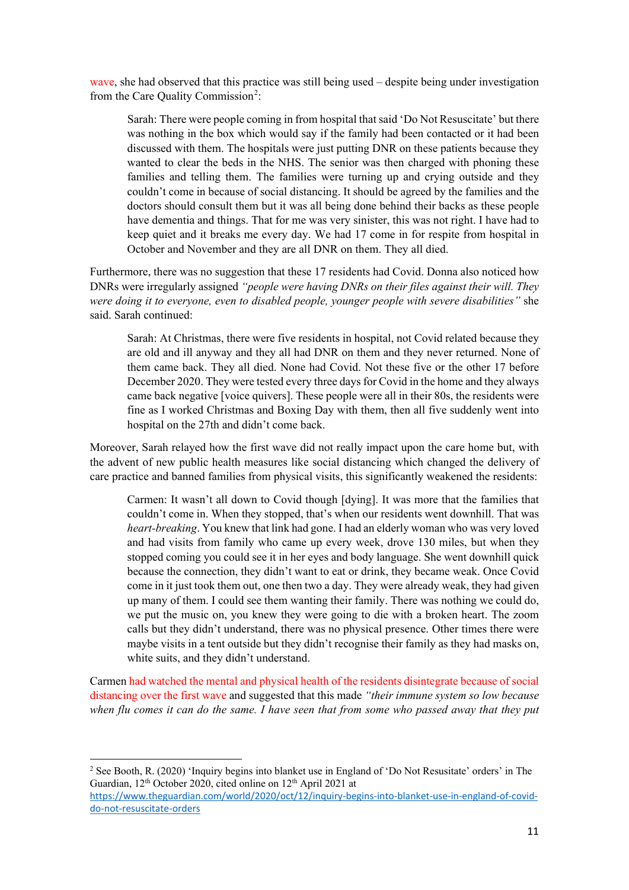wave, she had observed that this practice was still being used – despite being under investigation from the Care Quality Commission[2]:

> Sarah: There were people coming in from hospital that said 'Do Not Resuscitate' but there was nothing in the box which would say if the family had been contacted or it had been discussed with them. The hospitals were just putting DNR on these patients because they wanted to clear the beds in the NHS. The senior was then charged with phoning these families and telling them. The families were turning up and crying outside and they couldn't come in because of social distancing. It should be agreed by the families and the doctors should consult them but it was all being done behind their backs as these people have dementia and things. That for me was very sinister, this was not right. I have had to keep quiet and it breaks me every day. We had 17 come in for respite from hospital in October and November and they are all DNR on them. They all died.

Furthermore, there was no suggestion that these 17 residents had Covid. Donna also noticed how DNRs were irregularly assigned *"people were having DNRs on their files against their will. They were doing it to everyone, even to disabled people, younger people with severe disabilities"* she said. Sarah continued:

> Sarah: At Christmas, there were five residents in hospital, not Covid related because they are old and ill anyway and they all had DNR on them and they never returned. None of them came back. They all died. None had Covid. Not these five or the other 17 before December 2020. They were tested every three days for Covid in the home and they always came back negative [voice quivers]. These people were all in their 80s, the residents were fine as I worked Christmas and Boxing Day with them, then all five suddenly went into hospital on the 27th and didn't come back.

Moreover, Sarah relayed how the first wave did not really impact upon the care home but, with the advent of new public health measures like social distancing which changed the delivery of care practice and banned families from physical visits, this significantly weakened the residents:

> Carmen: It wasn't all down to Covid though [dying]. It was more that the families that couldn't come in. When they stopped, that's when our residents went downhill. That was *heart-breaking*. You knew that link had gone. I had an elderly woman who was very loved and had visits from family who came up every week, drove 130 miles, but when they stopped coming you could see it in her eyes and body language. She went downhill quick because the connection, they didn't want to eat or drink, they became weak. Once Covid come in it just took them out, one then two a day. They were already weak, they had given up many of them. I could see them wanting their family. There was nothing we could do, we put the music on, you knew they were going to die with a broken heart. The zoom calls but they didn't understand, there was no physical presence. Other times there were maybe visits in a tent outside but they didn't recognise their family as they had masks on, white suits, and they didn't understand.

Carmen had watched the mental and physical health of the residents disintegrate because of social distancing over the first wave and suggested that this made *"their immune system so low because when flu comes it can do the same. I have seen that from some who passed away that they put*

---

[2] See Booth, R. (2020) 'Inquiry begins into blanket use in England of 'Do Not Resusitate' orders' in The Guardian, 12th October 2020, cited online on 12th April 2021 at https://www.theguardian.com/world/2020/oct/12/inquiry-begins-into-blanket-use-in-england-of-covid-do-not-resuscitate-orders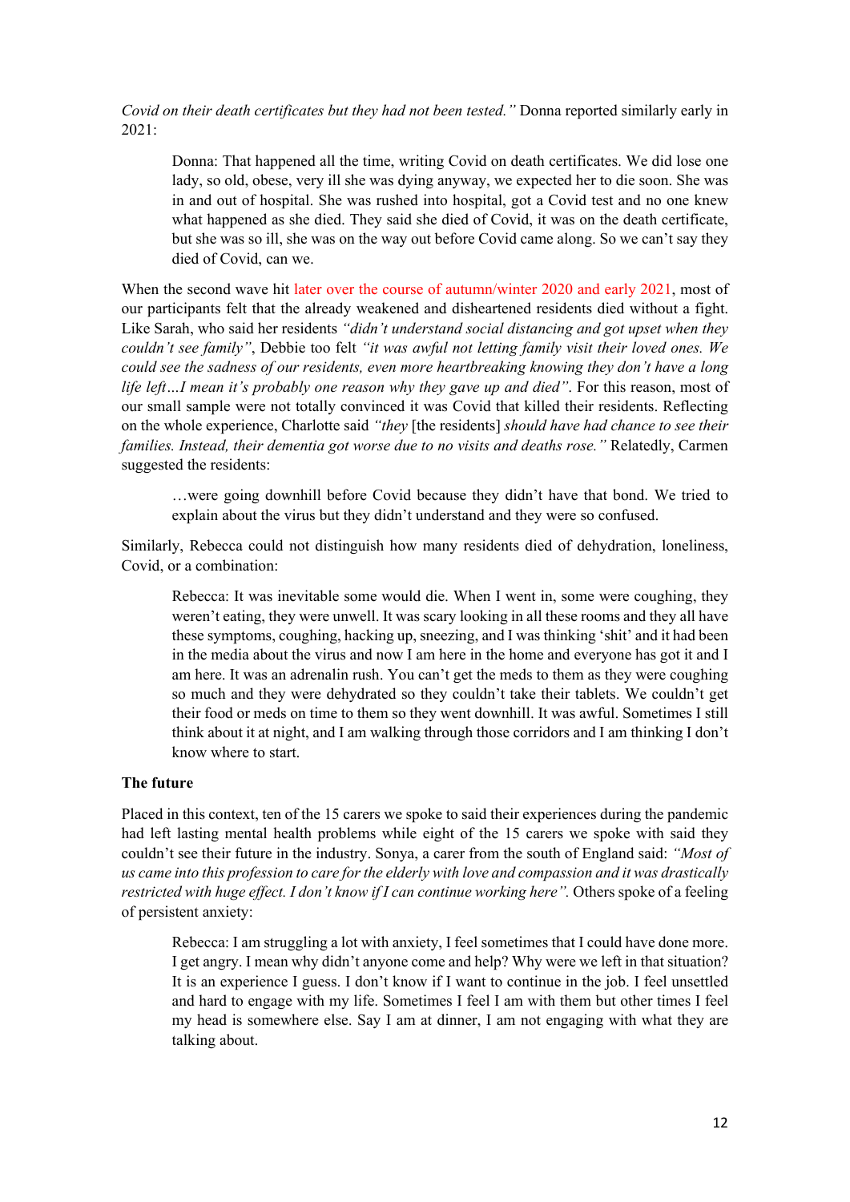*Covid on their death certificates but they had not been tested."* Donna reported similarly early in 2021:

> Donna: That happened all the time, writing Covid on death certificates. We did lose one lady, so old, obese, very ill she was dying anyway, we expected her to die soon. She was in and out of hospital. She was rushed into hospital, got a Covid test and no one knew what happened as she died. They said she died of Covid, it was on the death certificate, but she was so ill, she was on the way out before Covid came along. So we can't say they died of Covid, can we.

When the second wave hit later over the course of autumn/winter 2020 and early 2021, most of our participants felt that the already weakened and disheartened residents died without a fight. Like Sarah, who said her residents *"didn't understand social distancing and got upset when they couldn't see family"*, Debbie too felt *"it was awful not letting family visit their loved ones. We could see the sadness of our residents, even more heartbreaking knowing they don't have a long life left…I mean it's probably one reason why they gave up and died"*. For this reason, most of our small sample were not totally convinced it was Covid that killed their residents. Reflecting on the whole experience, Charlotte said *"they* [the residents] *should have had chance to see their families. Instead, their dementia got worse due to no visits and deaths rose."* Relatedly, Carmen suggested the residents:

> …were going downhill before Covid because they didn't have that bond. We tried to explain about the virus but they didn't understand and they were so confused.

Similarly, Rebecca could not distinguish how many residents died of dehydration, loneliness, Covid, or a combination:

> Rebecca: It was inevitable some would die. When I went in, some were coughing, they weren't eating, they were unwell. It was scary looking in all these rooms and they all have these symptoms, coughing, hacking up, sneezing, and I was thinking 'shit' and it had been in the media about the virus and now I am here in the home and everyone has got it and I am here. It was an adrenalin rush. You can't get the meds to them as they were coughing so much and they were dehydrated so they couldn't take their tablets. We couldn't get their food or meds on time to them so they went downhill. It was awful. Sometimes I still think about it at night, and I am walking through those corridors and I am thinking I don't know where to start.

**The future**

Placed in this context, ten of the 15 carers we spoke to said their experiences during the pandemic had left lasting mental health problems while eight of the 15 carers we spoke with said they couldn't see their future in the industry. Sonya, a carer from the south of England said: *"Most of us came into this profession to care for the elderly with love and compassion and it was drastically restricted with huge effect. I don't know if I can continue working here".* Others spoke of a feeling of persistent anxiety:

> Rebecca: I am struggling a lot with anxiety, I feel sometimes that I could have done more. I get angry. I mean why didn't anyone come and help? Why were we left in that situation? It is an experience I guess. I don't know if I want to continue in the job. I feel unsettled and hard to engage with my life. Sometimes I feel I am with them but other times I feel my head is somewhere else. Say I am at dinner, I am not engaging with what they are talking about.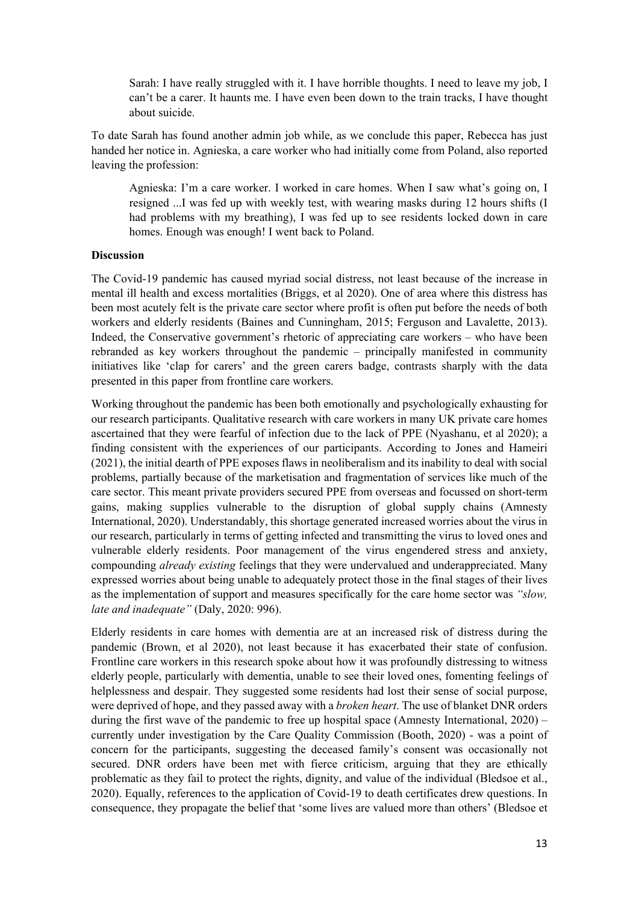> Sarah: I have really struggled with it. I have horrible thoughts. I need to leave my job, I can't be a carer. It haunts me. I have even been down to the train tracks, I have thought about suicide.

To date Sarah has found another admin job while, as we conclude this paper, Rebecca has just handed her notice in. Agnieska, a care worker who had initially come from Poland, also reported leaving the profession:

> Agnieska: I'm a care worker. I worked in care homes. When I saw what's going on, I resigned ...I was fed up with weekly test, with wearing masks during 12 hours shifts (I had problems with my breathing), I was fed up to see residents locked down in care homes. Enough was enough! I went back to Poland.

**Discussion**

The Covid-19 pandemic has caused myriad social distress, not least because of the increase in mental ill health and excess mortalities (Briggs, et al 2020). One of area where this distress has been most acutely felt is the private care sector where profit is often put before the needs of both workers and elderly residents (Baines and Cunningham, 2015; Ferguson and Lavalette, 2013). Indeed, the Conservative government's rhetoric of appreciating care workers – who have been rebranded as key workers throughout the pandemic – principally manifested in community initiatives like 'clap for carers' and the green carers badge, contrasts sharply with the data presented in this paper from frontline care workers.

Working throughout the pandemic has been both emotionally and psychologically exhausting for our research participants. Qualitative research with care workers in many UK private care homes ascertained that they were fearful of infection due to the lack of PPE (Nyashanu, et al 2020); a finding consistent with the experiences of our participants. According to Jones and Hameiri (2021), the initial dearth of PPE exposes flaws in neoliberalism and its inability to deal with social problems, partially because of the marketisation and fragmentation of services like much of the care sector. This meant private providers secured PPE from overseas and focussed on short-term gains, making supplies vulnerable to the disruption of global supply chains (Amnesty International, 2020). Understandably, this shortage generated increased worries about the virus in our research, particularly in terms of getting infected and transmitting the virus to loved ones and vulnerable elderly residents. Poor management of the virus engendered stress and anxiety, compounding *already existing* feelings that they were undervalued and underappreciated. Many expressed worries about being unable to adequately protect those in the final stages of their lives as the implementation of support and measures specifically for the care home sector was *"slow, late and inadequate"* (Daly, 2020: 996).

Elderly residents in care homes with dementia are at an increased risk of distress during the pandemic (Brown, et al 2020), not least because it has exacerbated their state of confusion. Frontline care workers in this research spoke about how it was profoundly distressing to witness elderly people, particularly with dementia, unable to see their loved ones, fomenting feelings of helplessness and despair. They suggested some residents had lost their sense of social purpose, were deprived of hope, and they passed away with a *broken heart*. The use of blanket DNR orders during the first wave of the pandemic to free up hospital space (Amnesty International, 2020) – currently under investigation by the Care Quality Commission (Booth, 2020) - was a point of concern for the participants, suggesting the deceased family's consent was occasionally not secured. DNR orders have been met with fierce criticism, arguing that they are ethically problematic as they fail to protect the rights, dignity, and value of the individual (Bledsoe et al., 2020). Equally, references to the application of Covid-19 to death certificates drew questions. In consequence, they propagate the belief that 'some lives are valued more than others' (Bledsoe et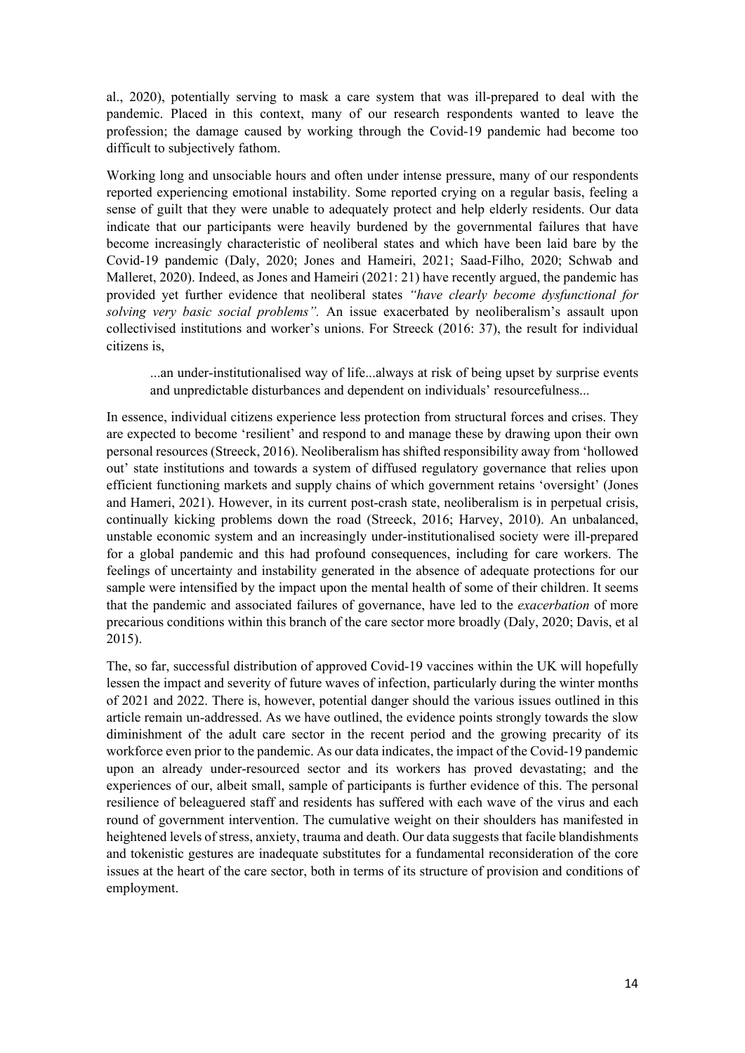al., 2020), potentially serving to mask a care system that was ill-prepared to deal with the pandemic. Placed in this context, many of our research respondents wanted to leave the profession; the damage caused by working through the Covid-19 pandemic had become too difficult to subjectively fathom.

Working long and unsociable hours and often under intense pressure, many of our respondents reported experiencing emotional instability. Some reported crying on a regular basis, feeling a sense of guilt that they were unable to adequately protect and help elderly residents. Our data indicate that our participants were heavily burdened by the governmental failures that have become increasingly characteristic of neoliberal states and which have been laid bare by the Covid-19 pandemic (Daly, 2020; Jones and Hameiri, 2021; Saad-Filho, 2020; Schwab and Malleret, 2020). Indeed, as Jones and Hameiri (2021: 21) have recently argued, the pandemic has provided yet further evidence that neoliberal states *"have clearly become dysfunctional for solving very basic social problems".* An issue exacerbated by neoliberalism's assault upon collectivised institutions and worker's unions. For Streeck (2016: 37), the result for individual citizens is,

> ...an under-institutionalised way of life...always at risk of being upset by surprise events and unpredictable disturbances and dependent on individuals' resourcefulness...

In essence, individual citizens experience less protection from structural forces and crises. They are expected to become 'resilient' and respond to and manage these by drawing upon their own personal resources (Streeck, 2016). Neoliberalism has shifted responsibility away from 'hollowed out' state institutions and towards a system of diffused regulatory governance that relies upon efficient functioning markets and supply chains of which government retains 'oversight' (Jones and Hameri, 2021). However, in its current post-crash state, neoliberalism is in perpetual crisis, continually kicking problems down the road (Streeck, 2016; Harvey, 2010). An unbalanced, unstable economic system and an increasingly under-institutionalised society were ill-prepared for a global pandemic and this had profound consequences, including for care workers. The feelings of uncertainty and instability generated in the absence of adequate protections for our sample were intensified by the impact upon the mental health of some of their children. It seems that the pandemic and associated failures of governance, have led to the *exacerbation* of more precarious conditions within this branch of the care sector more broadly (Daly, 2020; Davis, et al 2015).

The, so far, successful distribution of approved Covid-19 vaccines within the UK will hopefully lessen the impact and severity of future waves of infection, particularly during the winter months of 2021 and 2022. There is, however, potential danger should the various issues outlined in this article remain un-addressed. As we have outlined, the evidence points strongly towards the slow diminishment of the adult care sector in the recent period and the growing precarity of its workforce even prior to the pandemic. As our data indicates, the impact of the Covid-19 pandemic upon an already under-resourced sector and its workers has proved devastating; and the experiences of our, albeit small, sample of participants is further evidence of this. The personal resilience of beleaguered staff and residents has suffered with each wave of the virus and each round of government intervention. The cumulative weight on their shoulders has manifested in heightened levels of stress, anxiety, trauma and death. Our data suggests that facile blandishments and tokenistic gestures are inadequate substitutes for a fundamental reconsideration of the core issues at the heart of the care sector, both in terms of its structure of provision and conditions of employment.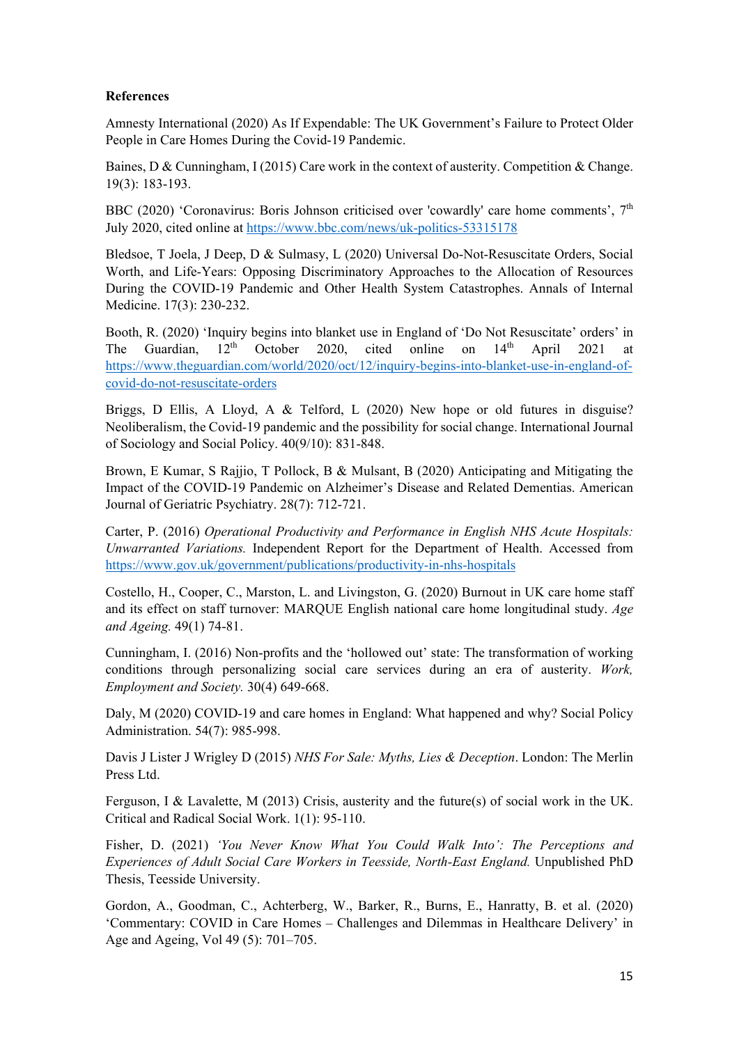**References**

Amnesty International (2020) As If Expendable: The UK Government's Failure to Protect Older People in Care Homes During the Covid-19 Pandemic.

Baines, D & Cunningham, I (2015) Care work in the context of austerity. Competition & Change. 19(3): 183-193.

BBC (2020) 'Coronavirus: Boris Johnson criticised over 'cowardly' care home comments', 7th July 2020, cited online at https://www.bbc.com/news/uk-politics-53315178

Bledsoe, T Joela, J Deep, D & Sulmasy, L (2020) Universal Do-Not-Resuscitate Orders, Social Worth, and Life-Years: Opposing Discriminatory Approaches to the Allocation of Resources During the COVID-19 Pandemic and Other Health System Catastrophes. Annals of Internal Medicine. 17(3): 230-232.

Booth, R. (2020) 'Inquiry begins into blanket use in England of 'Do Not Resuscitate' orders' in The Guardian, 12th October 2020, cited online on 14th April 2021 at https://www.theguardian.com/world/2020/oct/12/inquiry-begins-into-blanket-use-in-england-of-covid-do-not-resuscitate-orders

Briggs, D Ellis, A Lloyd, A & Telford, L (2020) New hope or old futures in disguise? Neoliberalism, the Covid-19 pandemic and the possibility for social change. International Journal of Sociology and Social Policy. 40(9/10): 831-848.

Brown, E Kumar, S Rajjio, T Pollock, B & Mulsant, B (2020) Anticipating and Mitigating the Impact of the COVID-19 Pandemic on Alzheimer's Disease and Related Dementias. American Journal of Geriatric Psychiatry. 28(7): 712-721.

Carter, P. (2016) *Operational Productivity and Performance in English NHS Acute Hospitals: Unwarranted Variations.* Independent Report for the Department of Health. Accessed from https://www.gov.uk/government/publications/productivity-in-nhs-hospitals

Costello, H., Cooper, C., Marston, L. and Livingston, G. (2020) Burnout in UK care home staff and its effect on staff turnover: MARQUE English national care home longitudinal study. *Age and Ageing.* 49(1) 74-81.

Cunningham, I. (2016) Non-profits and the 'hollowed out' state: The transformation of working conditions through personalizing social care services during an era of austerity. *Work, Employment and Society.* 30(4) 649-668.

Daly, M (2020) COVID-19 and care homes in England: What happened and why? Social Policy Administration. 54(7): 985-998.

Davis J Lister J Wrigley D (2015) *NHS For Sale: Myths, Lies & Deception*. London: The Merlin Press Ltd.

Ferguson, I & Lavalette, M (2013) Crisis, austerity and the future(s) of social work in the UK. Critical and Radical Social Work. 1(1): 95-110.

Fisher, D. (2021) *'You Never Know What You Could Walk Into': The Perceptions and Experiences of Adult Social Care Workers in Teesside, North-East England.* Unpublished PhD Thesis, Teesside University.

Gordon, A., Goodman, C., Achterberg, W., Barker, R., Burns, E., Hanratty, B. et al. (2020) 'Commentary: COVID in Care Homes – Challenges and Dilemmas in Healthcare Delivery' in Age and Ageing, Vol 49 (5): 701–705.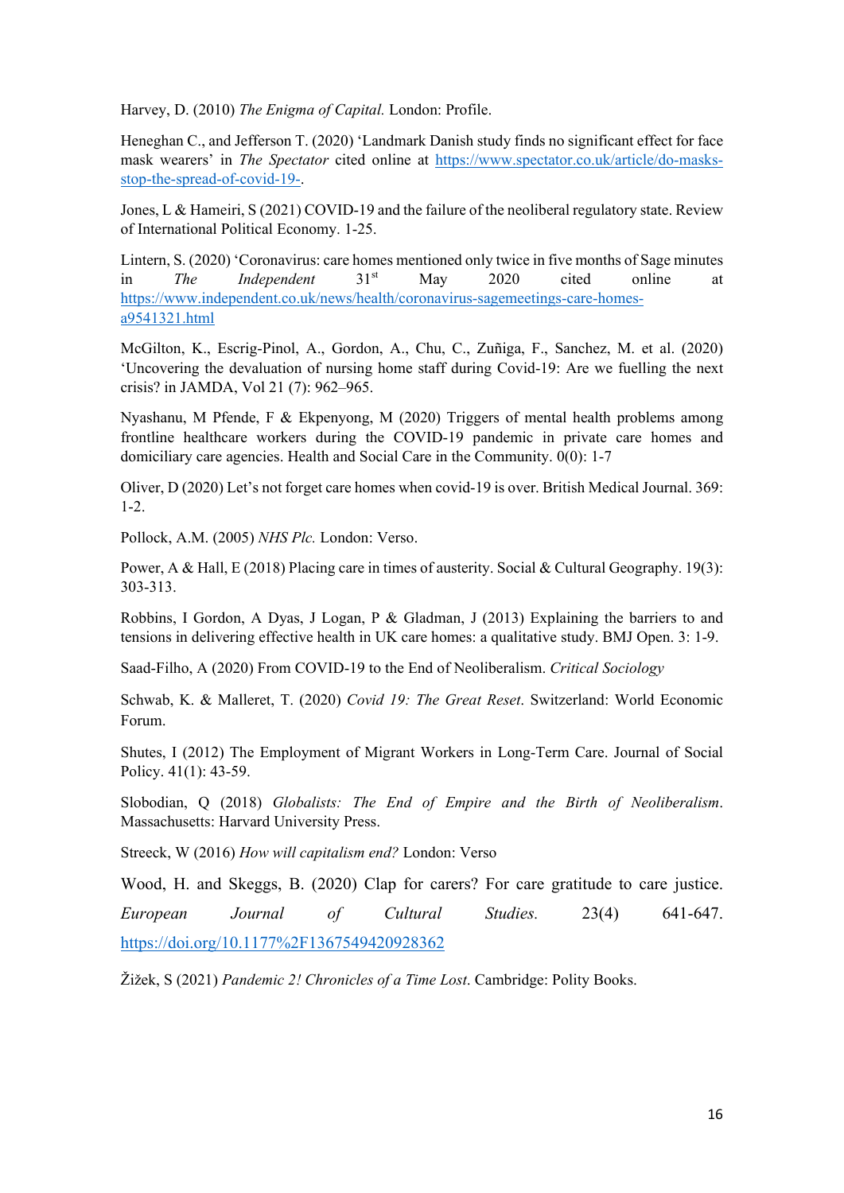Harvey, D. (2010) *The Enigma of Capital.* London: Profile.

Heneghan C., and Jefferson T. (2020) 'Landmark Danish study finds no significant effect for face mask wearers' in *The Spectator* cited online at https://www.spectator.co.uk/article/do-masks-stop-the-spread-of-covid-19-.

Jones, L & Hameiri, S (2021) COVID-19 and the failure of the neoliberal regulatory state. Review of International Political Economy. 1-25.

Lintern, S. (2020) 'Coronavirus: care homes mentioned only twice in five months of Sage minutes in *The Independent* 31st May 2020 cited online at https://www.independent.co.uk/news/health/coronavirus-sagemeetings-care-homes-a9541321.html

McGilton, K., Escrig-Pinol, A., Gordon, A., Chu, C., Zuñiga, F., Sanchez, M. et al. (2020) 'Uncovering the devaluation of nursing home staff during Covid-19: Are we fuelling the next crisis? in JAMDA, Vol 21 (7): 962–965.

Nyashanu, M Pfende, F & Ekpenyong, M (2020) Triggers of mental health problems among frontline healthcare workers during the COVID-19 pandemic in private care homes and domiciliary care agencies. Health and Social Care in the Community. 0(0): 1-7

Oliver, D (2020) Let's not forget care homes when covid-19 is over. British Medical Journal. 369: 1-2.

Pollock, A.M. (2005) *NHS Plc.* London: Verso.

Power, A & Hall, E (2018) Placing care in times of austerity. Social & Cultural Geography. 19(3): 303-313.

Robbins, I Gordon, A Dyas, J Logan, P & Gladman, J (2013) Explaining the barriers to and tensions in delivering effective health in UK care homes: a qualitative study. BMJ Open. 3: 1-9.

Saad-Filho, A (2020) From COVID-19 to the End of Neoliberalism. *Critical Sociology*

Schwab, K. & Malleret, T. (2020) *Covid 19: The Great Reset*. Switzerland: World Economic Forum.

Shutes, I (2012) The Employment of Migrant Workers in Long-Term Care. Journal of Social Policy. 41(1): 43-59.

Slobodian, Q (2018) *Globalists: The End of Empire and the Birth of Neoliberalism*. Massachusetts: Harvard University Press.

Streeck, W (2016) *How will capitalism end?* London: Verso

Wood, H. and Skeggs, B. (2020) Clap for carers? For care gratitude to care justice. *European Journal of Cultural Studies.* 23(4) 641-647. https://doi.org/10.1177%2F1367549420928362

Žižek, S (2021) *Pandemic 2! Chronicles of a Time Lost*. Cambridge: Polity Books.